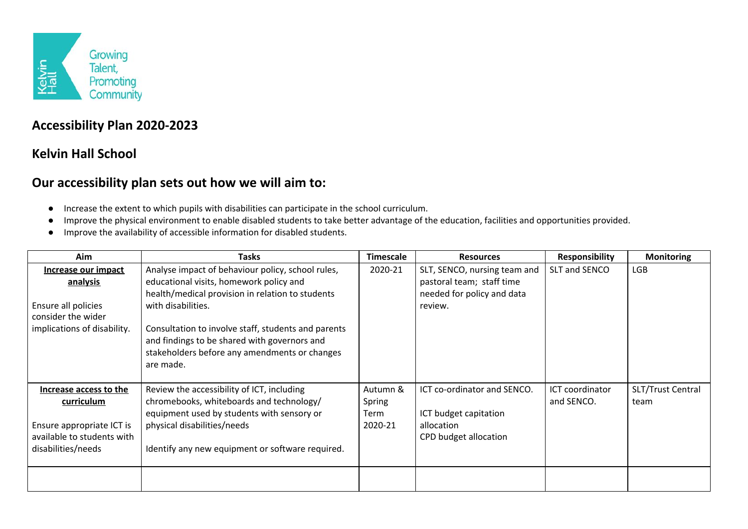Kelvin Hall

Growing Talent, Promoting Community

## Accessibility Plan 2020-2023

## Kelvin Hall School

## Our accessibility plan sets out how we will aim to:

- Increase the extent to which pupils with disabilities can participate in the school curriculum.
- Improve the physical environment to enable disabled students to take better advantage of the education, facilities and opportunities provided.
- Improve the availability of accessible information for disabled students.

| Aim | Tasks | Timescale | Resources | Responsibility | Monitoring |
|---|---|---|---|---|---|
| **Increase our impact analysis**<br><br>Ensure all policies consider the wider implications of disability. | Analyse impact of behaviour policy, school rules, educational visits, homework policy and health/medical provision in relation to students with disabilities.<br><br>Consultation to involve staff, students and parents and findings to be shared with governors and stakeholders before any amendments or changes are made. | 2020-21 | SLT, SENCO, nursing team and pastoral team; staff time needed for policy and data review. | SLT and SENCO | LGB |
| **Increase access to the curriculum**<br><br>Ensure appropriate ICT is available to students with disabilities/needs | Review the accessibility of ICT, including chromebooks, whiteboards and technology/ equipment used by students with sensory or physical disabilities/needs<br><br>Identify any new equipment or software required. | Autumn & Spring Term 2020-21 | ICT co-ordinator and SENCO.<br><br>ICT budget capitation allocation<br>CPD budget allocation | ICT coordinator and SENCO. | SLT/Trust Central team |
| | | | | | |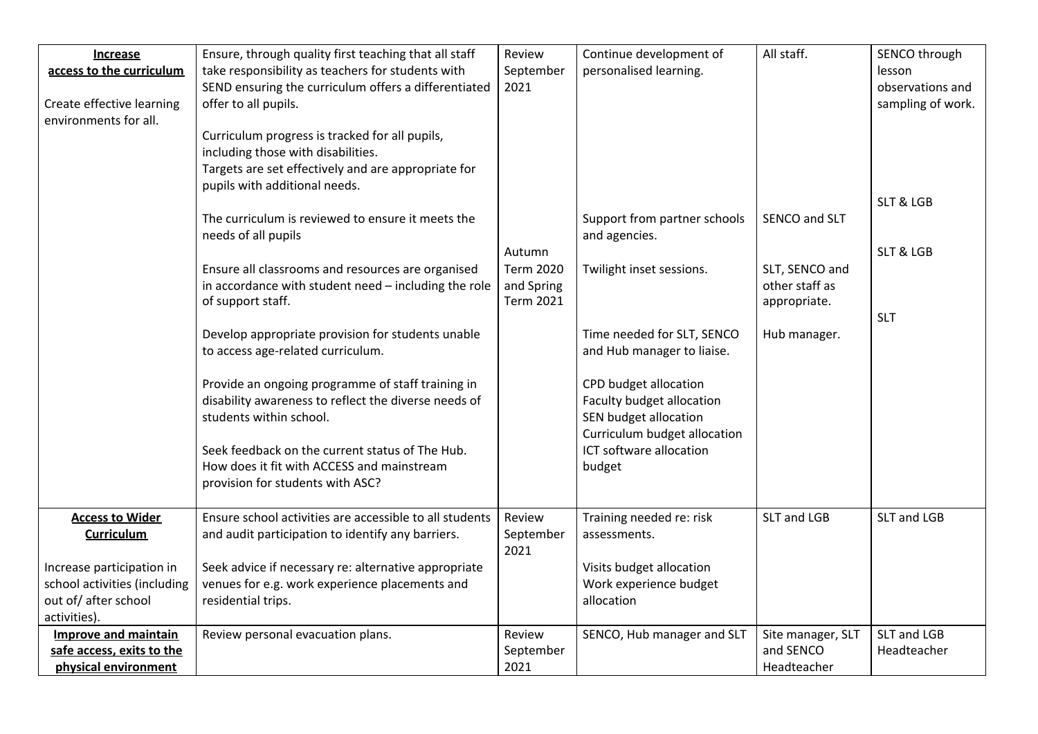| **Increase access to the curriculum**<br><br>Create effective learning environments for all. | Ensure, through quality first teaching that all staff take responsibility as teachers for students with SEND ensuring the curriculum offers a differentiated offer to all pupils.<br><br>Curriculum progress is tracked for all pupils, including those with disabilities.<br>Targets are set effectively and are appropriate for pupils with additional needs.<br><br>The curriculum is reviewed to ensure it meets the needs of all pupils<br><br>Ensure all classrooms and resources are organised in accordance with student need – including the role of support staff.<br><br>Develop appropriate provision for students unable to access age-related curriculum.<br><br>Provide an ongoing programme of staff training in disability awareness to reflect the diverse needs of students within school.<br><br>Seek feedback on the current status of The Hub. How does it fit with ACCESS and mainstream provision for students with ASC? | Review September 2021<br><br>Autumn Term 2020 and Spring Term 2021 | Continue development of personalised learning.<br><br>Support from partner schools and agencies.<br><br>Twilight inset sessions.<br><br>Time needed for SLT, SENCO and Hub manager to liaise.<br><br>CPD budget allocation<br>Faculty budget allocation<br>SEN budget allocation<br>Curriculum budget allocation<br>ICT software allocation budget | All staff.<br><br>SENCO and SLT<br><br>SLT, SENCO and other staff as appropriate.<br><br>Hub manager. | SENCO through lesson observations and sampling of work.<br><br>SLT & LGB<br><br>SLT & LGB<br><br>SLT |
|---|---|---|---|---|---|
| **Access to Wider Curriculum**<br><br>Increase participation in school activities (including out of/ after school activities). | Ensure school activities are accessible to all students and audit participation to identify any barriers.<br><br>Seek advice if necessary re: alternative appropriate venues for e.g. work experience placements and residential trips. | Review September 2021 | Training needed re: risk assessments.<br><br>Visits budget allocation<br>Work experience budget allocation | SLT and LGB | SLT and LGB |
| **Improve and maintain safe access, exits to the physical environment** | Review personal evacuation plans. | Review September 2021 | SENCO, Hub manager and SLT | Site manager, SLT and SENCO<br>Headteacher | SLT and LGB<br>Headteacher |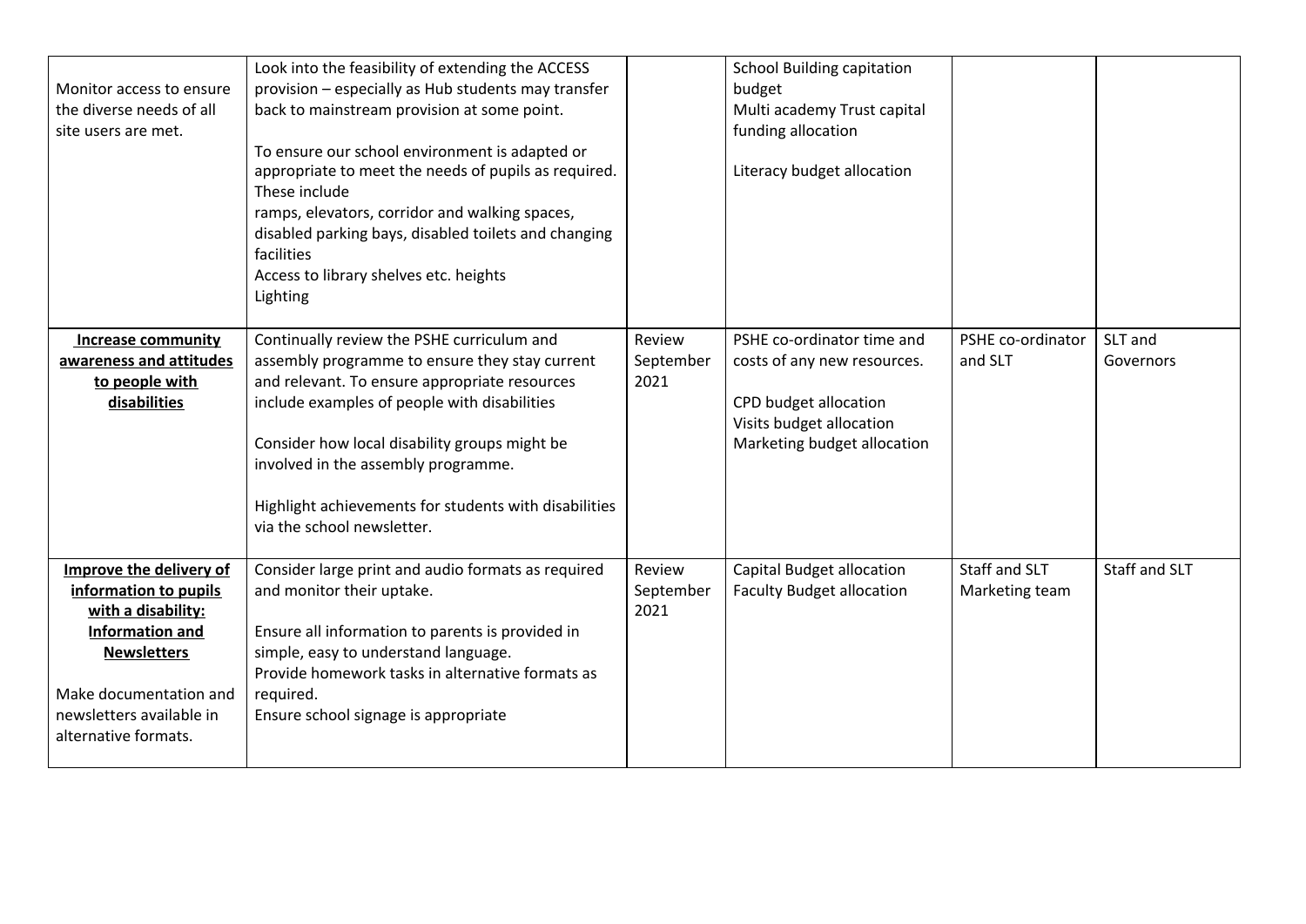| | | | | | |
|---|---|---|---|---|---|
| Monitor access to ensure the diverse needs of all site users are met. | Look into the feasibility of extending the ACCESS provision – especially as Hub students may transfer back to mainstream provision at some point.<br><br>To ensure our school environment is adapted or appropriate to meet the needs of pupils as required. These include<br>ramps, elevators, corridor and walking spaces, disabled parking bays, disabled toilets and changing facilities<br>Access to library shelves etc. heights<br>Lighting | | School Building capitation budget<br>Multi academy Trust capital funding allocation<br><br>Literacy budget allocation | | |
| **Increase community awareness and attitudes to people with disabilities** | Continually review the PSHE curriculum and assembly programme to ensure they stay current and relevant. To ensure appropriate resources include examples of people with disabilities<br><br>Consider how local disability groups might be involved in the assembly programme.<br><br>Highlight achievements for students with disabilities via the school newsletter. | Review September 2021 | PSHE co-ordinator time and costs of any new resources.<br><br>CPD budget allocation<br>Visits budget allocation<br>Marketing budget allocation | PSHE co-ordinator and SLT | SLT and Governors |
| **Improve the delivery of information to pupils with a disability: Information and Newsletters**<br><br>Make documentation and newsletters available in alternative formats. | Consider large print and audio formats as required and monitor their uptake.<br><br>Ensure all information to parents is provided in simple, easy to understand language.<br>Provide homework tasks in alternative formats as required.<br>Ensure school signage is appropriate | Review September 2021 | Capital Budget allocation<br>Faculty Budget allocation | Staff and SLT<br>Marketing team | Staff and SLT |